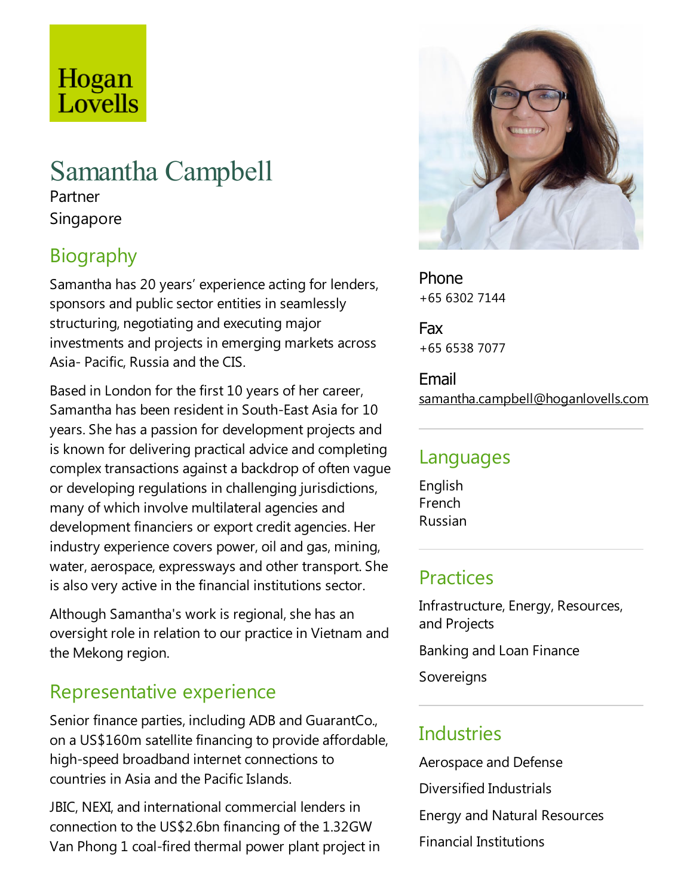Hogan Lovells

# Samantha Campbell

Partner

Singapore

## Biography

Samantha has 20 years' experience acting for lenders, sponsors and public sector entities in seamlessly structuring, negotiating and executing major investments and projects in emerging markets across Asia- Pacific, Russia and the CIS.

Based in London for the first 10 years of her career, Samantha has been resident in South-East Asia for 10 years. She has a passion for development projects and is known for delivering practical advice and completing complex transactions against a backdrop of often vague or developing regulations in challenging jurisdictions, many of which involve multilateral agencies and development financiers or export credit agencies. Her industry experience covers power, oil and gas, mining, water, aerospace, expressways and other transport. She is also very active in the financial institutions sector.

Although Samantha's work is regional, she has an oversight role in relation to our practice in Vietnam and the Mekong region.

## Representative experience

Senior finance parties, including ADB and GuarantCo., on a US$160m satellite financing to provide affordable, high-speed broadband internet connections to countries in Asia and the Pacific Islands.

JBIC, NEXI, and international commercial lenders in connection to the US$2.6bn financing of the 1.32GW Van Phong 1 coal-fired thermal power plant project in

**Phone**
+65 6302 7144

**Fax**
+65 6538 7077

**Email**
samantha.campbell@hoganlovells.com

## Languages

English
French
Russian

## Practices

Infrastructure, Energy, Resources, and Projects

Banking and Loan Finance

Sovereigns

## Industries

Aerospace and Defense

Diversified Industrials

Energy and Natural Resources

Financial Institutions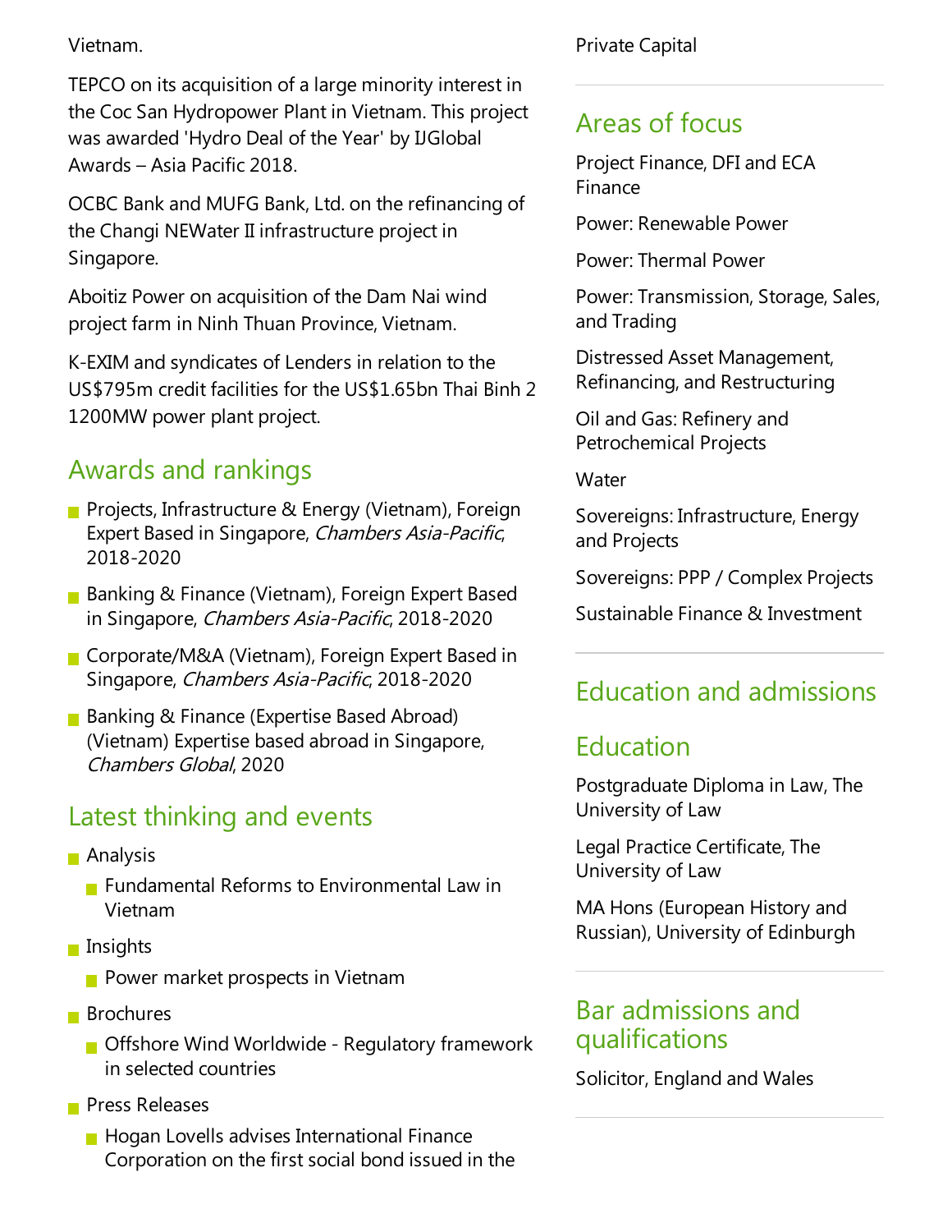Vietnam.

TEPCO on its acquisition of a large minority interest in the Coc San Hydropower Plant in Vietnam. This project was awarded 'Hydro Deal of the Year' by IJGlobal Awards – Asia Pacific 2018.

OCBC Bank and MUFG Bank, Ltd. on the refinancing of the Changi NEWater II infrastructure project in Singapore.

Aboitiz Power on acquisition of the Dam Nai wind project farm in Ninh Thuan Province, Vietnam.

K-EXIM and syndicates of Lenders in relation to the US$795m credit facilities for the US$1.65bn Thai Binh 2 1200MW power plant project.

## Awards and rankings

- Projects, Infrastructure & Energy (Vietnam), Foreign Expert Based in Singapore, *Chambers Asia-Pacific*, 2018-2020
- Banking & Finance (Vietnam), Foreign Expert Based in Singapore, *Chambers Asia-Pacific*, 2018-2020
- Corporate/M&A (Vietnam), Foreign Expert Based in Singapore, *Chambers Asia-Pacific*, 2018-2020
- Banking & Finance (Expertise Based Abroad) (Vietnam) Expertise based abroad in Singapore, *Chambers Global*, 2020

## Latest thinking and events

- Analysis
  - Fundamental Reforms to Environmental Law in Vietnam
- Insights
  - Power market prospects in Vietnam
- Brochures
  - Offshore Wind Worldwide - Regulatory framework in selected countries
- Press Releases
  - Hogan Lovells advises International Finance Corporation on the first social bond issued in the

Private Capital

## Areas of focus

Project Finance, DFI and ECA Finance

Power: Renewable Power

Power: Thermal Power

Power: Transmission, Storage, Sales, and Trading

Distressed Asset Management, Refinancing, and Restructuring

Oil and Gas: Refinery and Petrochemical Projects

Water

Sovereigns: Infrastructure, Energy and Projects

Sovereigns: PPP / Complex Projects

Sustainable Finance & Investment

## Education and admissions

## Education

Postgraduate Diploma in Law, The University of Law

Legal Practice Certificate, The University of Law

MA Hons (European History and Russian), University of Edinburgh

## Bar admissions and qualifications

Solicitor, England and Wales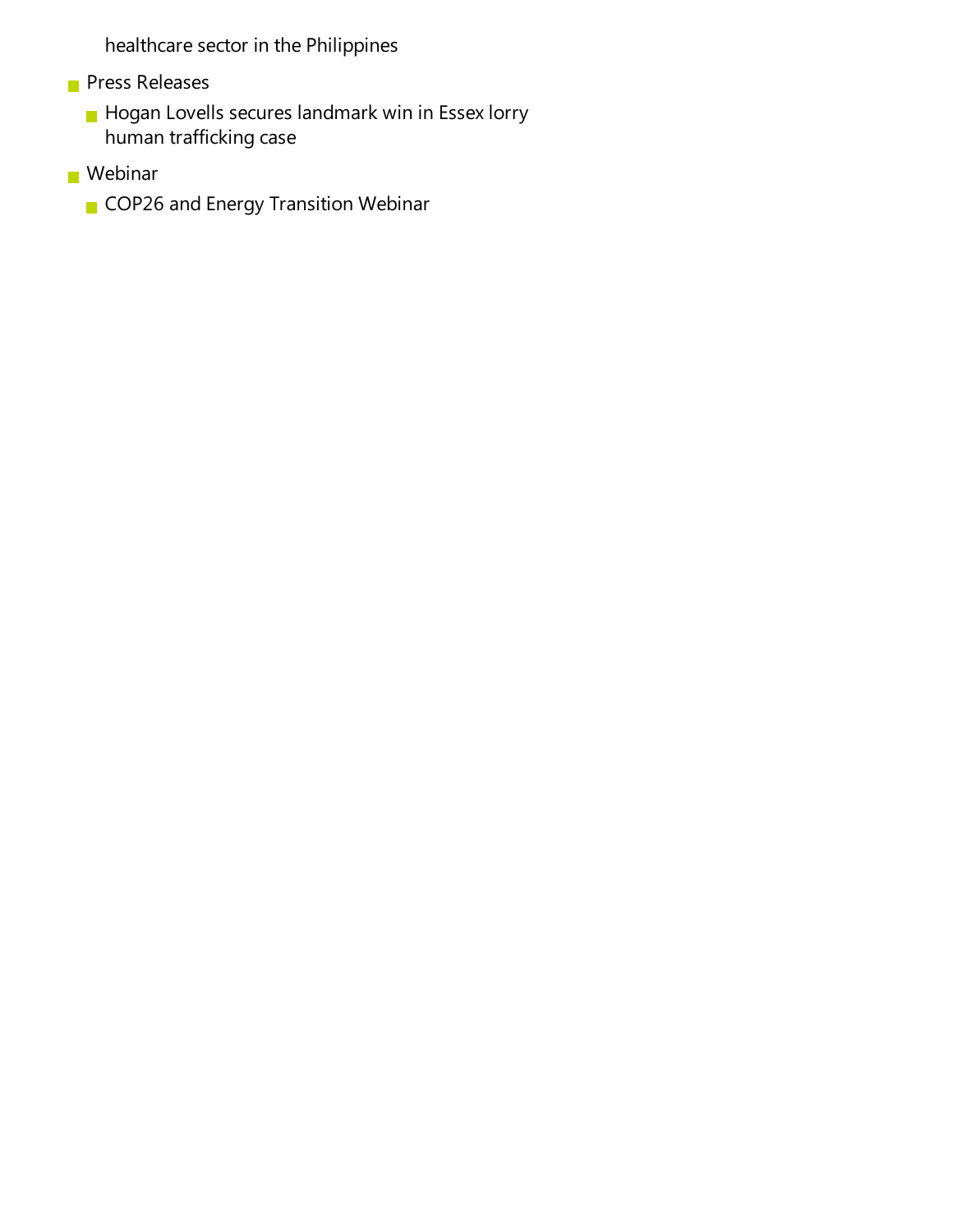healthcare sector in the Philippines

- Press Releases
  - Hogan Lovells secures landmark win in Essex lorry human trafficking case
- Webinar
  - COP26 and Energy Transition Webinar